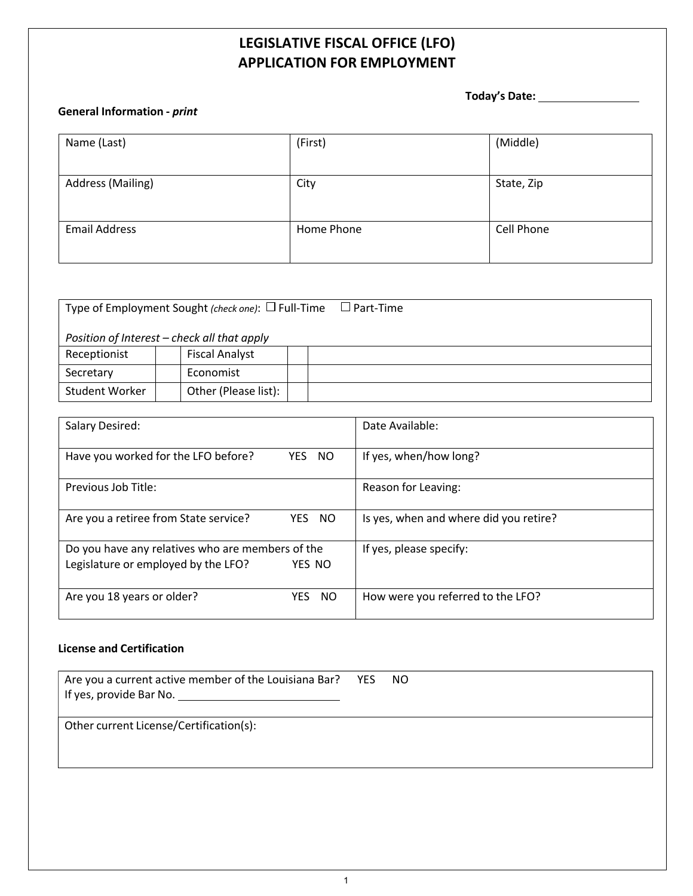# LEGISLATIVE FISCAL OFFICE (LFO)
# APPLICATION FOR EMPLOYMENT

**Today's Date:** ________________

**General Information -** ***print***

| Name (Last) | (First) | (Middle) |
|---|---|---|
| Address (Mailing) | City | State, Zip |
| Email Address | Home Phone | Cell Phone |

Type of Employment Sought *(check one)*: ☐ Full-Time ☐ Part-Time

*Position of Interest – check all that apply*

| Receptionist | | Fiscal Analyst | | |
|---|---|---|---|---|
| Secretary | | Economist | | |
| Student Worker | | Other (Please list): | | |

| | |
|---|---|
| Salary Desired: | Date Available: |
| Have you worked for the LFO before? YES NO | If yes, when/how long? |
| Previous Job Title: | Reason for Leaving: |
| Are you a retiree from State service? YES NO | Is yes, when and where did you retire? |
| Do you have any relatives who are members of the Legislature or employed by the LFO? YES NO | If yes, please specify: |
| Are you 18 years or older? YES NO | How were you referred to the LFO? |

**License and Certification**

Are you a current active member of the Louisiana Bar? YES NO
If yes, provide Bar No. ____________________________

Other current License/Certification(s):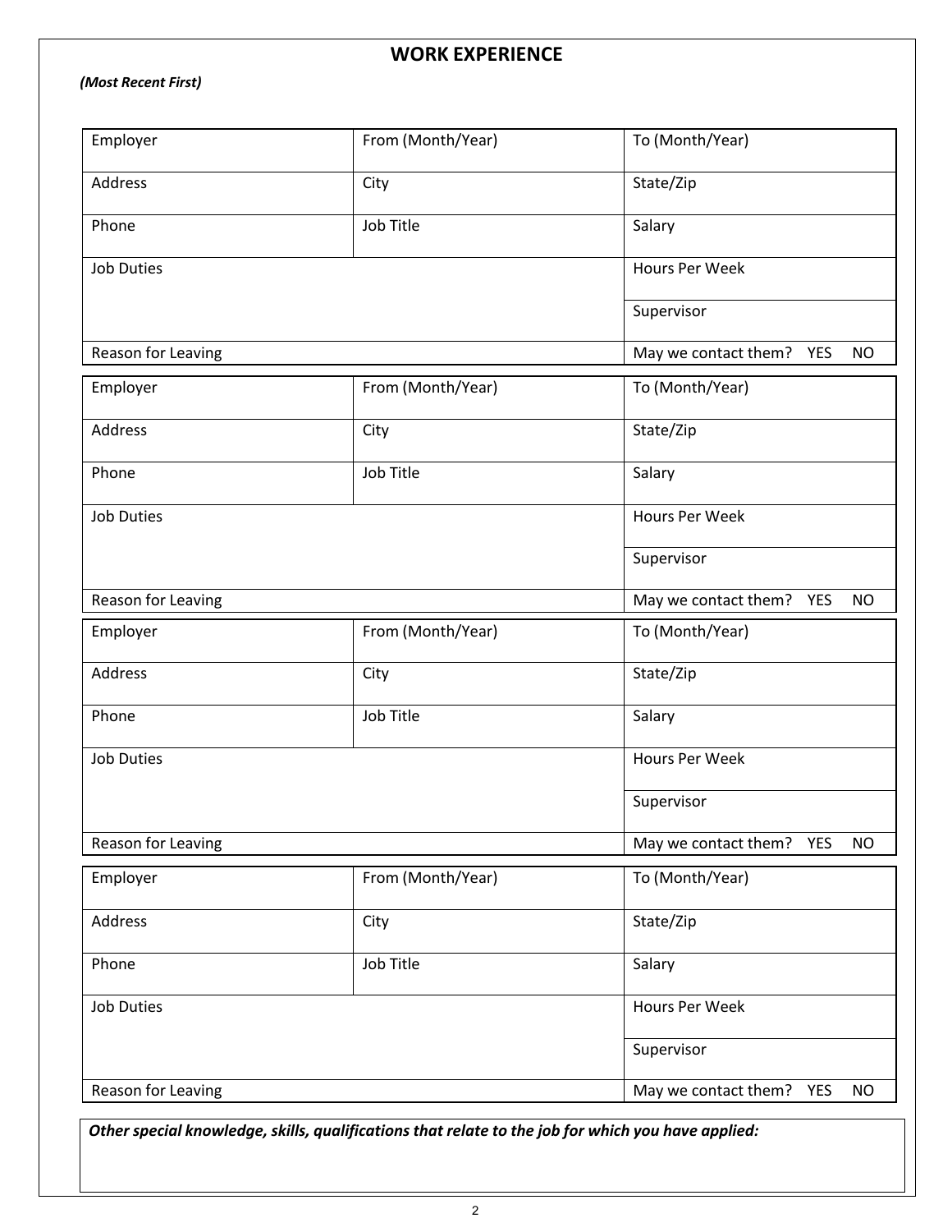## WORK EXPERIENCE

***(Most Recent First)***

| Employer | From (Month/Year) | To (Month/Year) |
|---|---|---|
| Address | City | State/Zip |
| Phone | Job Title | Salary |
| Job Duties | | Hours Per Week |
| | | Supervisor |
| Reason for Leaving | | May we contact them? YES NO |

| Employer | From (Month/Year) | To (Month/Year) |
|---|---|---|
| Address | City | State/Zip |
| Phone | Job Title | Salary |
| Job Duties | | Hours Per Week |
| | | Supervisor |
| Reason for Leaving | | May we contact them? YES NO |

| Employer | From (Month/Year) | To (Month/Year) |
|---|---|---|
| Address | City | State/Zip |
| Phone | Job Title | Salary |
| Job Duties | | Hours Per Week |
| | | Supervisor |
| Reason for Leaving | | May we contact them? YES NO |

| Employer | From (Month/Year) | To (Month/Year) |
|---|---|---|
| Address | City | State/Zip |
| Phone | Job Title | Salary |
| Job Duties | | Hours Per Week |
| | | Supervisor |
| Reason for Leaving | | May we contact them? YES NO |

***Other special knowledge, skills, qualifications that relate to the job for which you have applied:***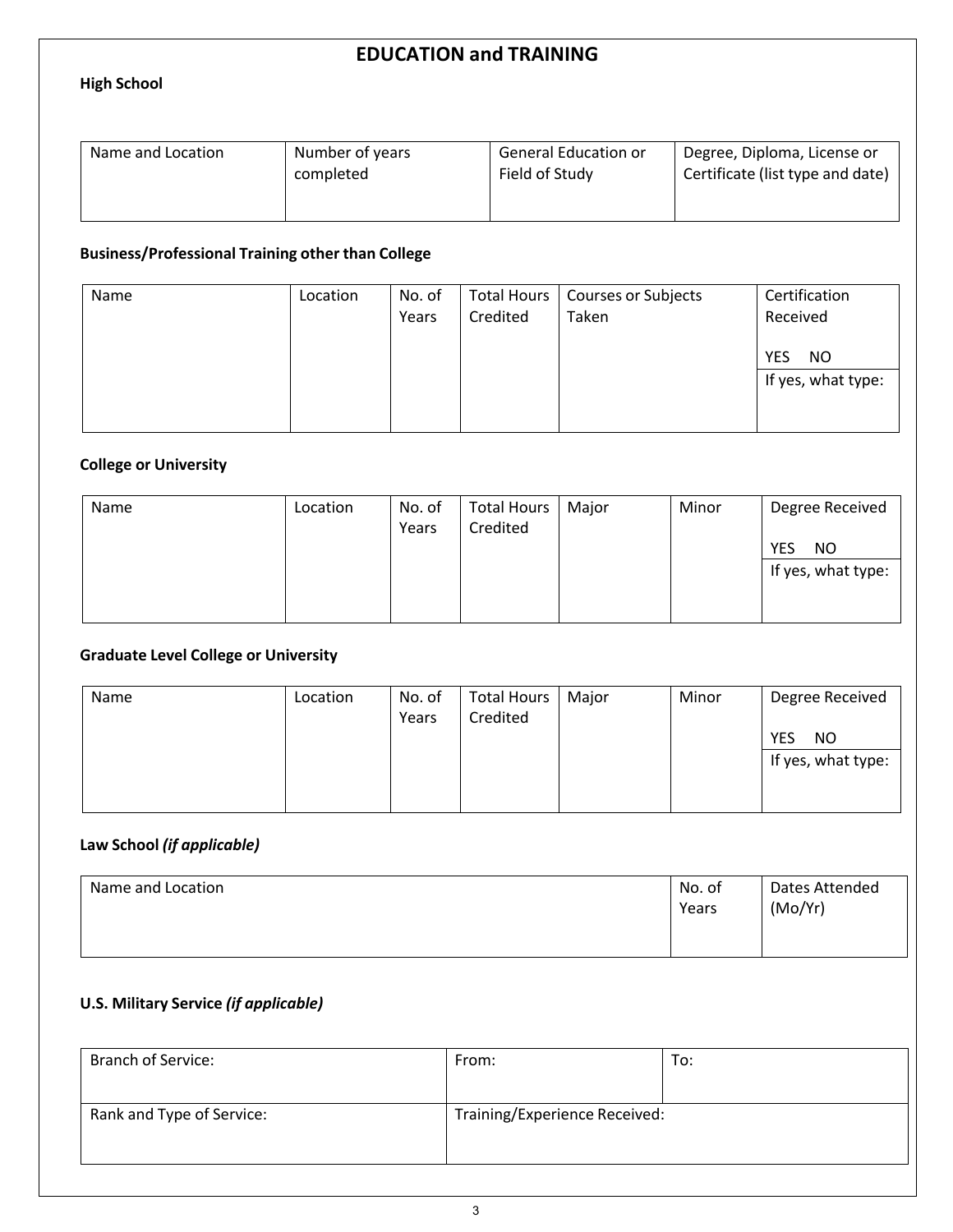# EDUCATION and TRAINING

### High School

| Name and Location | Number of years completed | General Education or Field of Study | Degree, Diploma, License or Certificate (list type and date) |
|---|---|---|---|
| | | | |

### Business/Professional Training other than College

| Name | Location | No. of Years | Total Hours Credited | Courses or Subjects Taken | Certification Received YES NO |
|---|---|---|---|---|---|
| | | | | | If yes, what type: |

### College or University

| Name | Location | No. of Years | Total Hours Credited | Major | Minor | Degree Received YES NO |
|---|---|---|---|---|---|---|
| | | | | | | If yes, what type: |

### Graduate Level College or University

| Name | Location | No. of Years | Total Hours Credited | Major | Minor | Degree Received YES NO |
|---|---|---|---|---|---|---|
| | | | | | | If yes, what type: |

### Law School *(if applicable)*

| Name and Location | No. of Years | Dates Attended (Mo/Yr) |
|---|---|---|
| | | |

### U.S. Military Service *(if applicable)*

| Branch of Service: | From: | To: |
|---|---|---|
| Rank and Type of Service: | Training/Experience Received: | |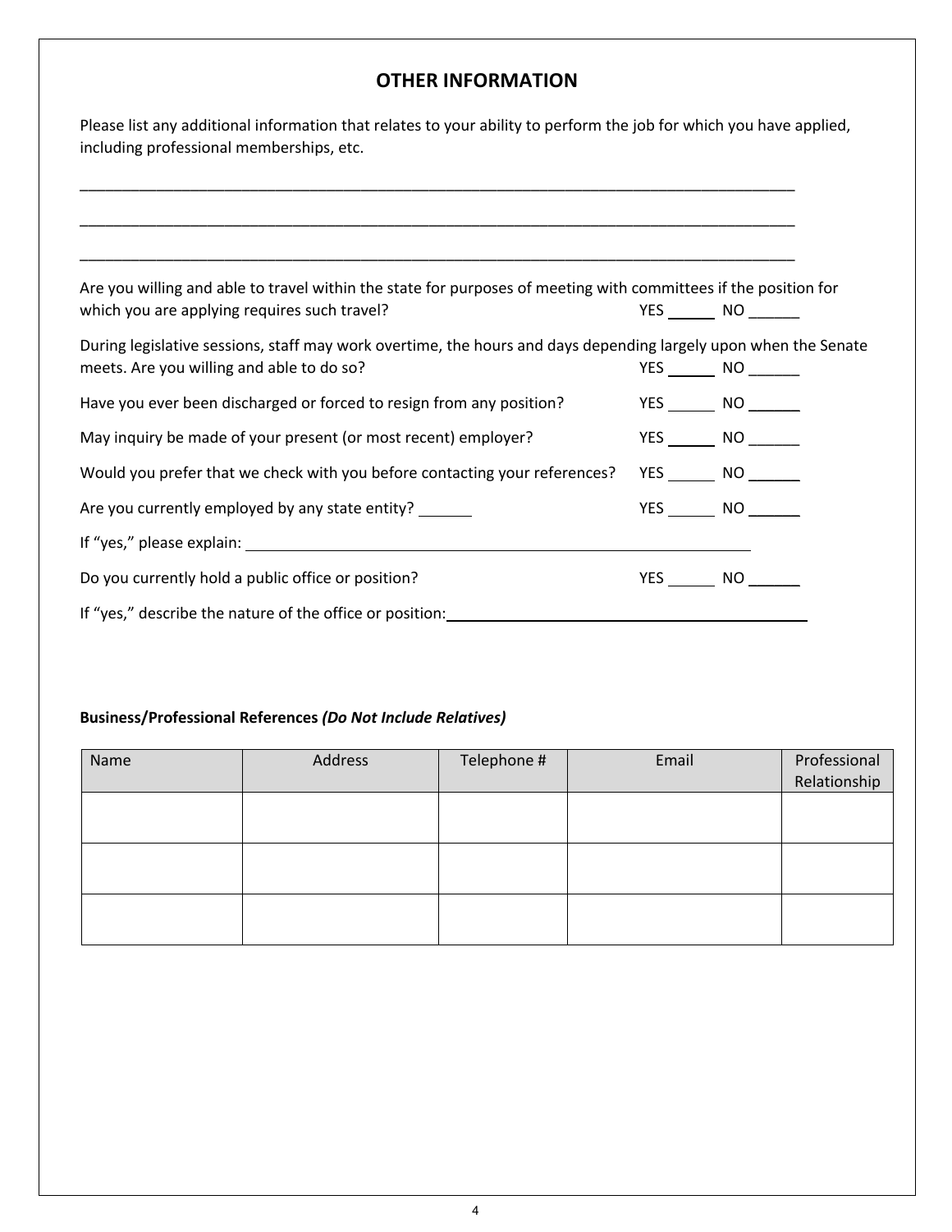## OTHER INFORMATION

Please list any additional information that relates to your ability to perform the job for which you have applied, including professional memberships, etc.

_______________________________________________________________________________________

_______________________________________________________________________________________

_______________________________________________________________________________________

Are you willing and able to travel within the state for purposes of meeting with committees if the position for which you are applying requires such travel? YES ______ NO ______

During legislative sessions, staff may work overtime, the hours and days depending largely upon when the Senate meets. Are you willing and able to do so? YES ______ NO ______

Have you ever been discharged or forced to resign from any position? YES ______ NO ______

May inquiry be made of your present (or most recent) employer? YES ______ NO ______

Would you prefer that we check with you before contacting your references? YES ______ NO ______

Are you currently employed by any state entity? ______ YES ______ NO ______

If "yes," please explain: ______________________________________________

Do you currently hold a public office or position? YES ______ NO ______

If "yes," describe the nature of the office or position: ______________________________________________

**Business/Professional References *(Do Not Include Relatives)***

| Name | Address | Telephone # | Email | Professional Relationship |
|---|---|---|---|---|
| | | | | |
| | | | | |
| | | | | |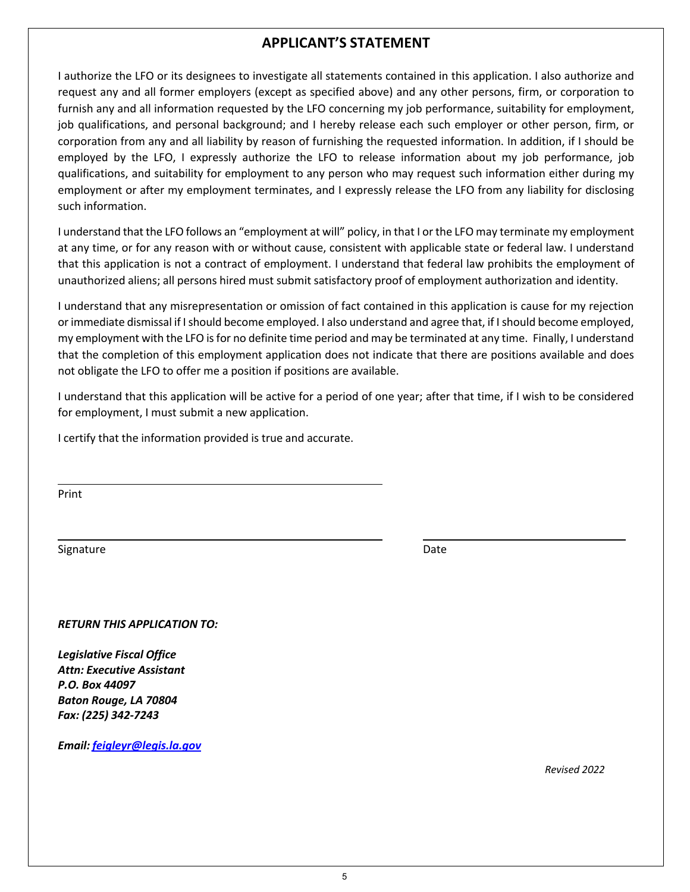## APPLICANT'S STATEMENT

I authorize the LFO or its designees to investigate all statements contained in this application. I also authorize and request any and all former employers (except as specified above) and any other persons, firm, or corporation to furnish any and all information requested by the LFO concerning my job performance, suitability for employment, job qualifications, and personal background; and I hereby release each such employer or other person, firm, or corporation from any and all liability by reason of furnishing the requested information. In addition, if I should be employed by the LFO, I expressly authorize the LFO to release information about my job performance, job qualifications, and suitability for employment to any person who may request such information either during my employment or after my employment terminates, and I expressly release the LFO from any liability for disclosing such information.

I understand that the LFO follows an "employment at will" policy, in that I or the LFO may terminate my employment at any time, or for any reason with or without cause, consistent with applicable state or federal law. I understand that this application is not a contract of employment. I understand that federal law prohibits the employment of unauthorized aliens; all persons hired must submit satisfactory proof of employment authorization and identity.

I understand that any misrepresentation or omission of fact contained in this application is cause for my rejection or immediate dismissal if I should become employed. I also understand and agree that, if I should become employed, my employment with the LFO is for no definite time period and may be terminated at any time. Finally, I understand that the completion of this employment application does not indicate that there are positions available and does not obligate the LFO to offer me a position if positions are available.

I understand that this application will be active for a period of one year; after that time, if I wish to be considered for employment, I must submit a new application.

I certify that the information provided is true and accurate.

\_\_\_\_\_\_\_\_\_\_\_\_\_\_\_\_\_\_\_\_\_\_\_\_\_\_\_\_\_\_\_\_\_\_\_\_\_\_\_\_

Print

\_\_\_\_\_\_\_\_\_\_\_\_\_\_\_\_\_\_\_\_\_\_\_\_\_\_\_\_\_\_\_\_\_\_\_\_\_\_\_\_ \_\_\_\_\_\_\_\_\_\_\_\_\_\_\_\_\_\_\_\_\_\_\_\_\_\_

Signature Date

***RETURN THIS APPLICATION TO:***

***Legislative Fiscal Office***
***Attn: Executive Assistant***
***P.O. Box 44097***
***Baton Rouge, LA 70804***
***Fax: (225) 342-7243***

***Email: feigleyr@legis.la.gov***

*Revised 2022*